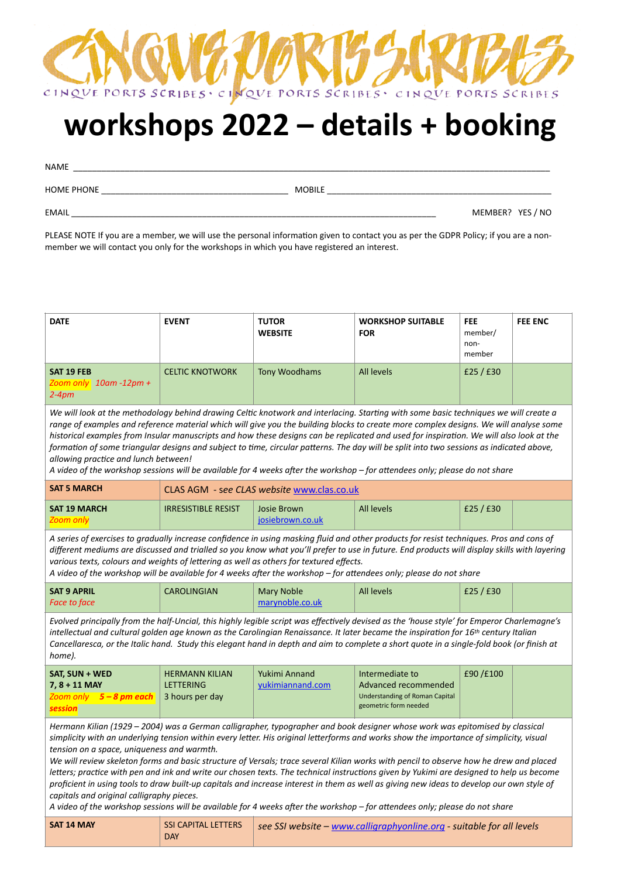CINQUE PORTS SCRIBES

CINQUE PORTS SCRIBES · CINQUE PORTS SCRIBES · CINQUE PORTS SCRIBES

# workshops 2022 – details + booking

NAME ___________________________________________________________________________________________

HOME PHONE ______________________________________ MOBILE _______________________________________________

EMAIL ____________________________________________________________________________ MEMBER? YES / NO

PLEASE NOTE If you are a member, we will use the personal information given to contact you as per the GDPR Policy; if you are a non-member we will contact you only for the workshops in which you have registered an interest.

| DATE | EVENT | TUTOR WEBSITE | WORKSHOP SUITABLE FOR | FEE member/ non-member | FEE ENC |
|---|---|---|---|---|---|
| **SAT 19 FEB** *Zoom only 10am -12pm + 2-4pm* | CELTIC KNOTWORK | Tony Woodhams | All levels | £25 / £30 | |
| *We will look at the methodology behind drawing Celtic knotwork and interlacing. Starting with some basic techniques we will create a range of examples and reference material which will give you the building blocks to create more complex designs. We will analyse some historical examples from Insular manuscripts and how these designs can be replicated and used for inspiration. We will also look at the formation of some triangular designs and subject to time, circular patterns. The day will be split into two sessions as indicated above, allowing practice and lunch between! A video of the workshop sessions will be available for 4 weeks after the workshop – for attendees only; please do not share* | | | | | |
| **SAT 5 MARCH** | CLAS AGM - *see CLAS website* www.clas.co.uk | | | | |
| **SAT 19 MARCH** *Zoom only* | IRRESISTIBLE RESIST | Josie Brown josiebrown.co.uk | All levels | £25 / £30 | |
| *A series of exercises to gradually increase confidence in using masking fluid and other products for resist techniques. Pros and cons of different mediums are discussed and trialled so you know what you'll prefer to use in future. End products will display skills with layering various texts, colours and weights of lettering as well as others for textured effects. A video of the workshop will be available for 4 weeks after the workshop – for attendees only; please do not share* | | | | | |
| **SAT 9 APRIL** *Face to face* | CAROLINGIAN | Mary Noble marynoble.co.uk | All levels | £25 / £30 | |
| *Evolved principally from the half-Uncial, this highly legible script was effectively devised as the 'house style' for Emperor Charlemagne's intellectual and cultural golden age known as the Carolingian Renaissance. It later became the inspiration for 16th century Italian Cancellaresca, or the Italic hand. Study this elegant hand in depth and aim to complete a short quote in a single-fold book (or finish at home).* | | | | | |
| **SAT, SUN + WED 7, 8 + 11 MAY** *Zoom only* ***5 – 8 pm each session*** | HERMANN KILIAN LETTERING 3 hours per day | Yukimi Annand yukimiannand.com | Intermediate to Advanced recommended. Understanding of Roman Capital geometric form needed | £90 /£100 | |
| *Hermann Kilian (1929 – 2004) was a German calligrapher, typographer and book designer whose work was epitomised by classical simplicity with an underlying tension within every letter. His original letterforms and works show the importance of simplicity, visual tension on a space, uniqueness and warmth. We will review skeleton forms and basic structure of Versals; trace several Kilian works with pencil to observe how he drew and placed letters; practice with pen and ink and write our chosen texts. The technical instructions given by Yukimi are designed to help us become proficient in using tools to draw built-up capitals and increase interest in them as well as giving new ideas to develop our own style of capitals and original calligraphy pieces. A video of the workshop sessions will be available for 4 weeks after the workshop – for attendees only; please do not share* | | | | | |
| **SAT 14 MAY** | SSI CAPITAL LETTERS DAY | *see SSI website –* www.calligraphyonline.org *- suitable for all levels* | | | |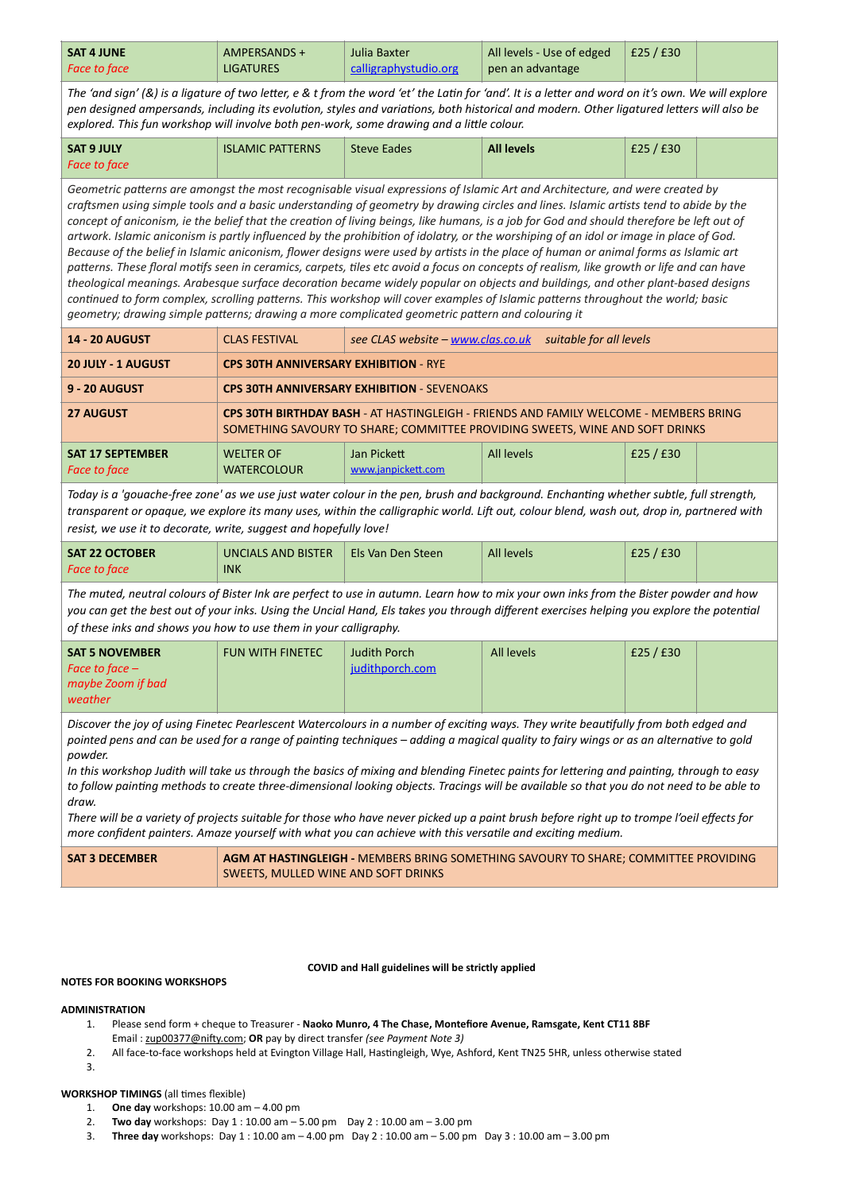| | | | | | |
|---|---|---|---|---|---|
| **SAT 4 JUNE** *Face to face* | AMPERSANDS + LIGATURES | Julia Baxter calligraphystudio.org | All levels - Use of edged pen an advantage | £25 / £30 | |
| *The 'and sign' (&) is a ligature of two letter, e & t from the word 'et' the Latin for 'and'. It is a letter and word on it's own. We will explore pen designed ampersands, including its evolution, styles and variations, both historical and modern. Other ligatured letters will also be explored. This fun workshop will involve both pen-work, some drawing and a little colour.* | | | | | |
| **SAT 9 JULY** *Face to face* | ISLAMIC PATTERNS | Steve Eades | **All levels** | £25 / £30 | |
| *Geometric patterns are amongst the most recognisable visual expressions of Islamic Art and Architecture, and were created by craftsmen using simple tools and a basic understanding of geometry by drawing circles and lines. Islamic artists tend to abide by the concept of aniconism, ie the belief that the creation of living beings, like humans, is a job for God and should therefore be left out of artwork. Islamic aniconism is partly influenced by the prohibition of idolatry, or the worshiping of an idol or image in place of God. Because of the belief in Islamic aniconism, flower designs were used by artists in the place of human or animal forms as Islamic art patterns. These floral motifs seen in ceramics, carpets, tiles etc avoid a focus on concepts of realism, like growth or life and can have theological meanings. Arabesque surface decoration became widely popular on objects and buildings, and other plant-based designs continued to form complex, scrolling patterns. This workshop will cover examples of Islamic patterns throughout the world; basic geometry; drawing simple patterns; drawing a more complicated geometric pattern and colouring it* | | | | | |
| **14 - 20 AUGUST** | CLAS FESTIVAL | *see CLAS website – www.clas.co.uk suitable for all levels* | | | |
| **20 JULY - 1 AUGUST** | **CPS 30TH ANNIVERSARY EXHIBITION** - RYE | | | | |
| **9 - 20 AUGUST** | **CPS 30TH ANNIVERSARY EXHIBITION** - SEVENOAKS | | | | |
| **27 AUGUST** | **CPS 30TH BIRTHDAY BASH** - AT HASTINGLEIGH - FRIENDS AND FAMILY WELCOME - MEMBERS BRING SOMETHING SAVOURY TO SHARE; COMMITTEE PROVIDING SWEETS, WINE AND SOFT DRINKS | | | | |
| **SAT 17 SEPTEMBER** *Face to face* | WELTER OF WATERCOLOUR | Jan Pickett www.janpickett.com | All levels | £25 / £30 | |
| *Today is a 'gouache-free zone' as we use just water colour in the pen, brush and background. Enchanting whether subtle, full strength, transparent or opaque, we explore its many uses, within the calligraphic world. Lift out, colour blend, wash out, drop in, partnered with resist, we use it to decorate, write, suggest and hopefully love!* | | | | | |
| **SAT 22 OCTOBER** *Face to face* | UNCIALS AND BISTER INK | Els Van Den Steen | All levels | £25 / £30 | |
| *The muted, neutral colours of Bister Ink are perfect to use in autumn. Learn how to mix your own inks from the Bister powder and how you can get the best out of your inks. Using the Uncial Hand, Els takes you through different exercises helping you explore the potential of these inks and shows you how to use them in your calligraphy.* | | | | | |
| **SAT 5 NOVEMBER** *Face to face – maybe Zoom if bad weather* | FUN WITH FINETEC | Judith Porch judithporch.com | All levels | £25 / £30 | |
| *Discover the joy of using Finetec Pearlescent Watercolours in a number of exciting ways. They write beautifully from both edged and pointed pens and can be used for a range of painting techniques – adding a magical quality to fairy wings or as an alternative to gold powder. In this workshop Judith will take us through the basics of mixing and blending Finetec paints for lettering and painting, through to easy to follow painting methods to create three-dimensional looking objects. Tracings will be available so that you do not need to be able to draw. There will be a variety of projects suitable for those who have never picked up a paint brush before right up to trompe l'oeil effects for more confident painters. Amaze yourself with what you can achieve with this versatile and exciting medium.* | | | | | |
| **SAT 3 DECEMBER** | **AGM AT HASTINGLEIGH -** MEMBERS BRING SOMETHING SAVOURY TO SHARE; COMMITTEE PROVIDING SWEETS, MULLED WINE AND SOFT DRINKS | | | | |

**COVID and Hall guidelines will be strictly applied**

**NOTES FOR BOOKING WORKSHOPS**

**ADMINISTRATION**

1. Please send form + cheque to Treasurer - **Naoko Munro, 4 The Chase, Montefiore Avenue, Ramsgate, Kent CT11 8BF** Email : zup00377@nifty.com; **OR** pay by direct transfer *(see Payment Note 3)*
2. All face-to-face workshops held at Evington Village Hall, Hastingleigh, Wye, Ashford, Kent TN25 5HR, unless otherwise stated
3.

**WORKSHOP TIMINGS** (all times flexible)

1. **One day** workshops: 10.00 am – 4.00 pm
2. **Two day** workshops: Day 1 : 10.00 am – 5.00 pm Day 2 : 10.00 am – 3.00 pm
3. **Three day** workshops: Day 1 : 10.00 am – 4.00 pm Day 2 : 10.00 am – 5.00 pm Day 3 : 10.00 am – 3.00 pm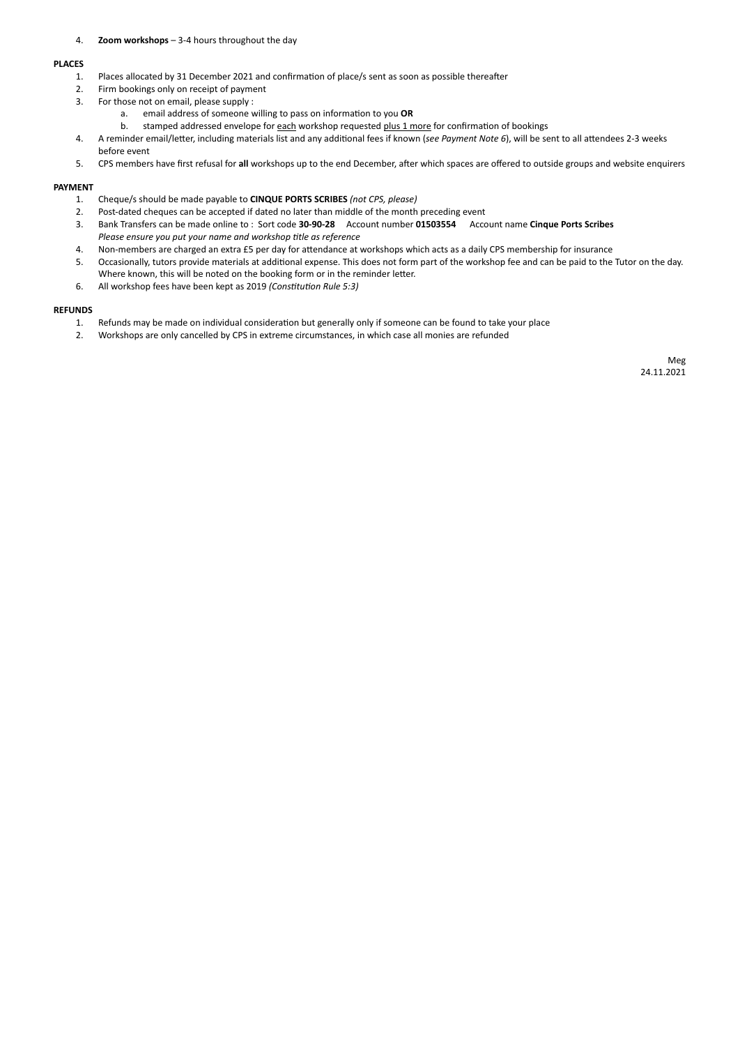4. **Zoom workshops** – 3-4 hours throughout the day

**PLACES**

1. Places allocated by 31 December 2021 and confirmation of place/s sent as soon as possible thereafter
2. Firm bookings only on receipt of payment
3. For those not on email, please supply :
    a. email address of someone willing to pass on information to you **OR**
    b. stamped addressed envelope for <u>each</u> workshop requested <u>plus 1 more</u> for confirmation of bookings
4. A reminder email/letter, including materials list and any additional fees if known (*see Payment Note 6*), will be sent to all attendees 2-3 weeks before event
5. CPS members have first refusal for **all** workshops up to the end December, after which spaces are offered to outside groups and website enquirers

**PAYMENT**

1. Cheque/s should be made payable to **CINQUE PORTS SCRIBES** *(not CPS, please)*
2. Post-dated cheques can be accepted if dated no later than middle of the month preceding event
3. Bank Transfers can be made online to : Sort code **30-90-28** Account number **01503554** Account name **Cinque Ports Scribes**
   *Please ensure you put your name and workshop title as reference*
4. Non-members are charged an extra £5 per day for attendance at workshops which acts as a daily CPS membership for insurance
5. Occasionally, tutors provide materials at additional expense. This does not form part of the workshop fee and can be paid to the Tutor on the day. Where known, this will be noted on the booking form or in the reminder letter.
6. All workshop fees have been kept as 2019 *(Constitution Rule 5:3)*

**REFUNDS**

1. Refunds may be made on individual consideration but generally only if someone can be found to take your place
2. Workshops are only cancelled by CPS in extreme circumstances, in which case all monies are refunded

Meg
24.11.2021